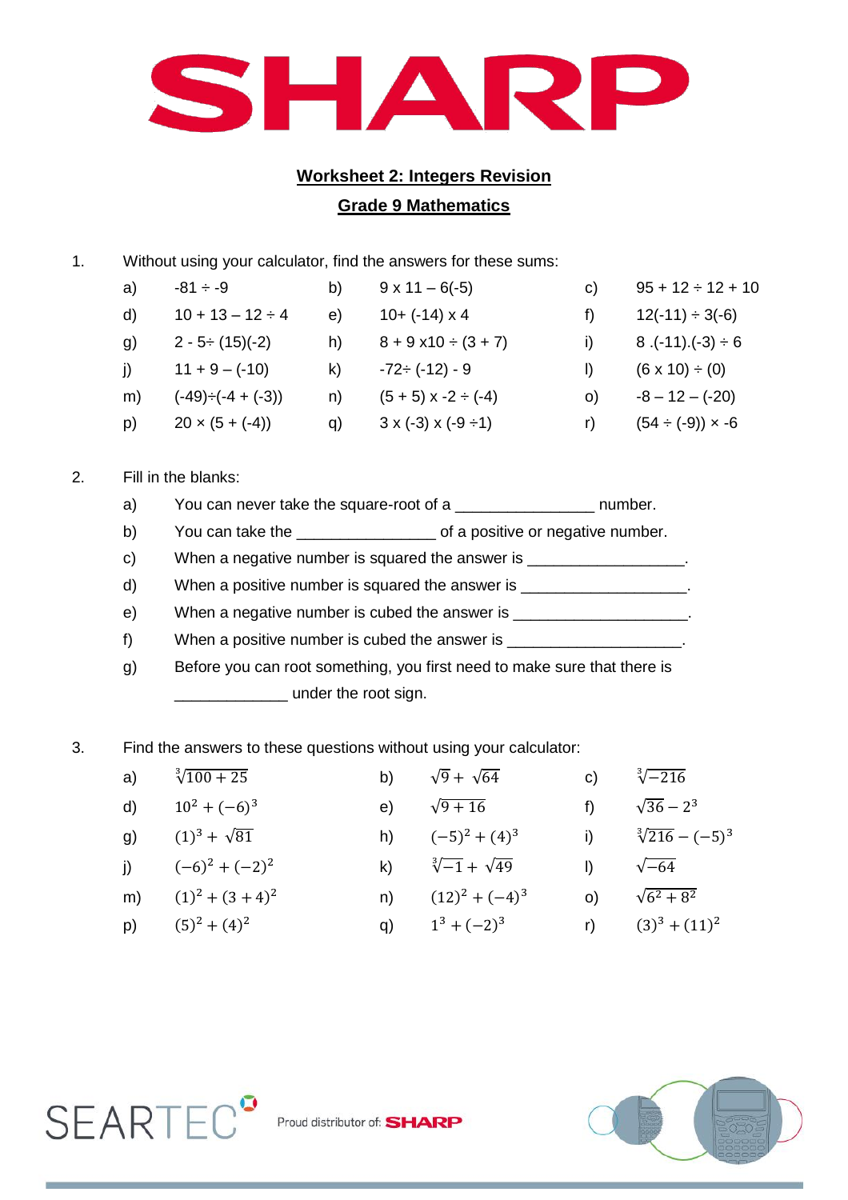# Worksheet 2: Integers Revision

## Grade 9 Mathematics

1. Without using your calculator, find the answers for these sums:

| | | | | | |
|---|---|---|---|---|---|
| a) | -81 ÷ -9 | b) | 9 x 11 – 6(-5) | c) | 95 + 12 ÷ 12 + 10 |
| d) | 10 + 13 – 12 ÷ 4 | e) | 10+ (-14) x 4 | f) | 12(-11) ÷ 3(-6) |
| g) | 2 - 5÷ (15)(-2) | h) | 8 + 9 x10 ÷ (3 + 7) | i) | 8 .(-11).(-3) ÷ 6 |
| j) | 11 + 9 – (-10) | k) | -72÷ (-12) - 9 | l) | (6 x 10) ÷ (0) |
| m) | (-49)÷(-4 + (-3)) | n) | (5 + 5) x -2 ÷ (-4) | o) | -8 – 12 – (-20) |
| p) | 20 × (5 + (-4)) | q) | 3 x (-3) x (-9 ÷1) | r) | (54 ÷ (-9)) × -6 |

2. Fill in the blanks:
   a) You can never take the square-root of a ________________ number.
   b) You can take the ________________ of a positive or negative number.
   c) When a negative number is squared the answer is __________________.
   d) When a positive number is squared the answer is ___________________.
   e) When a negative number is cubed the answer is ____________________.
   f) When a positive number is cubed the answer is ____________________.
   g) Before you can root something, you first need to make sure that there is _____________ under the root sign.

3. Find the answers to these questions without using your calculator:

| | | | | | |
|---|---|---|---|---|---|
| a) | $\sqrt[3]{100+25}$ | b) | $\sqrt{9}+\sqrt{64}$ | c) | $\sqrt[3]{-216}$ |
| d) | $10^2+(-6)^3$ | e) | $\sqrt{9+16}$ | f) | $\sqrt{36}-2^3$ |
| g) | $(1)^3+\sqrt{81}$ | h) | $(-5)^2+(4)^3$ | i) | $\sqrt[3]{216}-(-5)^3$ |
| j) | $(-6)^2+(-2)^2$ | k) | $\sqrt[3]{-1}+\sqrt{49}$ | l) | $\sqrt{-64}$ |
| m) | $(1)^2+(3+4)^2$ | n) | $(12)^2+(-4)^3$ | o) | $\sqrt{6^2+8^2}$ |
| p) | $(5)^2+(4)^2$ | q) | $1^3+(-2)^3$ | r) | $(3)^3+(11)^2$ |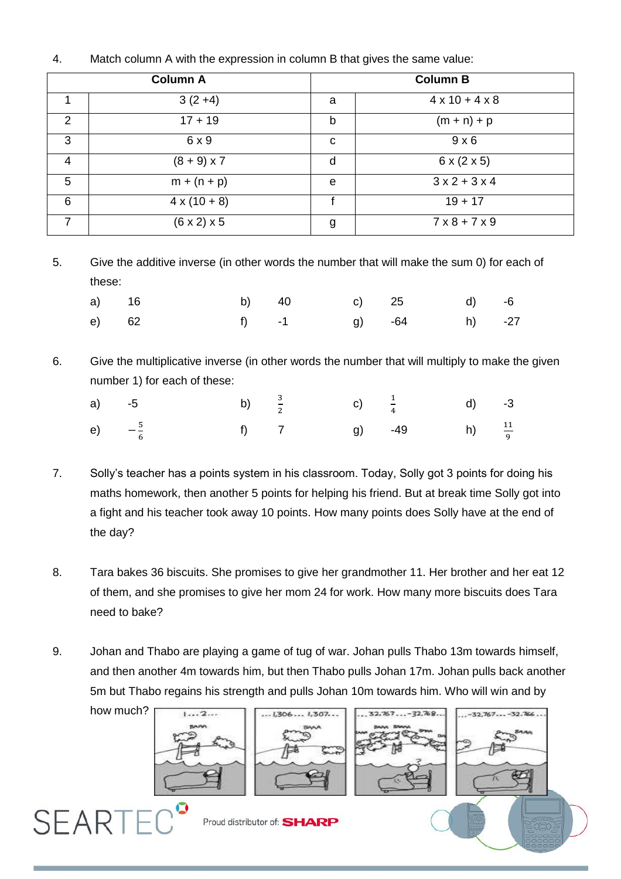4. Match column A with the expression in column B that gives the same value:

| Column A | | Column B | |
|---|---|---|---|
| 1 | 3 (2 +4) | a | 4 x 10 + 4 x 8 |
| 2 | 17 + 19 | b | (m + n) + p |
| 3 | 6 x 9 | c | 9 x 6 |
| 4 | (8 + 9) x 7 | d | 6 x (2 x 5) |
| 5 | m + (n + p) | e | 3 x 2 + 3 x 4 |
| 6 | 4 x (10 + 8) | f | 19 + 17 |
| 7 | (6 x 2) x 5 | g | 7 x 8 + 7 x 9 |

5. Give the additive inverse (in other words the number that will make the sum 0) for each of these:

a) 16 b) 40 c) 25 d) -6

e) 62 f) -1 g) -64 h) -27

6. Give the multiplicative inverse (in other words the number that will multiply to make the given number 1) for each of these:

a) -5 b) $\frac{3}{2}$ c) $\frac{1}{4}$ d) -3

e) $-\frac{5}{6}$ f) 7 g) -49 h) $\frac{11}{9}$

7. Solly's teacher has a points system in his classroom. Today, Solly got 3 points for doing his maths homework, then another 5 points for helping his friend. But at break time Solly got into a fight and his teacher took away 10 points. How many points does Solly have at the end of the day?

8. Tara bakes 36 biscuits. She promises to give her grandmother 11. Her brother and her eat 12 of them, and she promises to give her mom 24 for work. How many more biscuits does Tara need to bake?

9. Johan and Thabo are playing a game of tug of war. Johan pulls Thabo 13m towards himself, and then another 4m towards him, but then Thabo pulls Johan 17m. Johan pulls back another 5m but Thabo regains his strength and pulls Johan 10m towards him. Who will win and by how much?